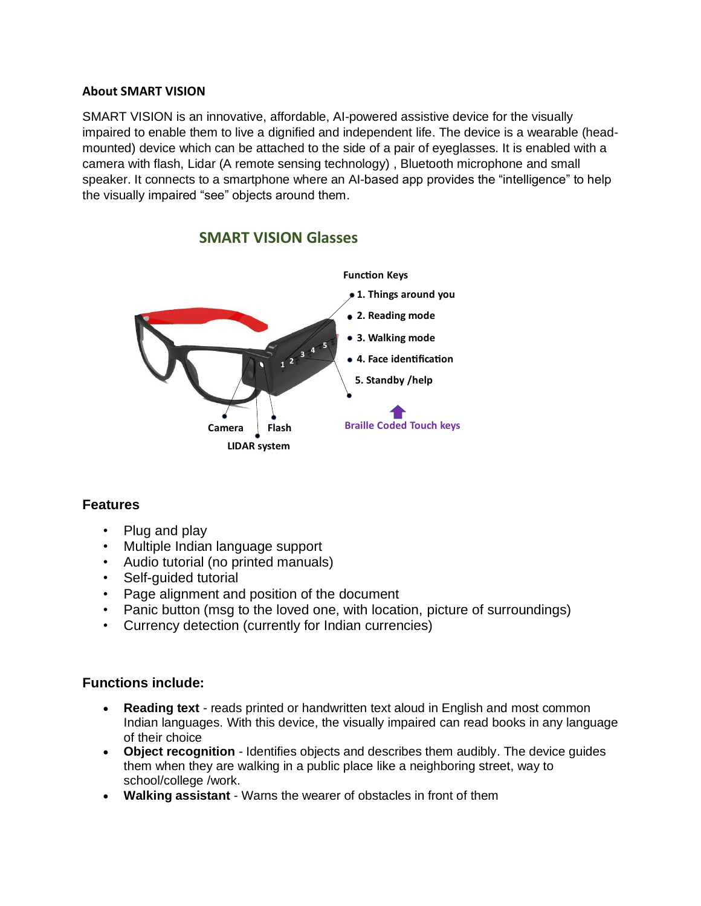## About SMART VISION

SMART VISION is an innovative, affordable, AI-powered assistive device for the visually impaired to enable them to live a dignified and independent life. The device is a wearable (head-mounted) device which can be attached to the side of a pair of eyeglasses. It is enabled with a camera with flash, Lidar (A remote sensing technology) , Bluetooth microphone and small speaker. It connects to a smartphone where an AI-based app provides the "intelligence" to help the visually impaired "see" objects around them.

## SMART VISION Glasses

Function Keys

- 1. Things around you
- 2. Reading mode
- 3. Walking mode
- 4. Face identification
- 5. Standby /help

Braille Coded Touch keys

Camera

Flash

LIDAR system

### Features

- Plug and play
- Multiple Indian language support
- Audio tutorial (no printed manuals)
- Self-guided tutorial
- Page alignment and position of the document
- Panic button (msg to the loved one, with location, picture of surroundings)
- Currency detection (currently for Indian currencies)

### Functions include:

- **Reading text** - reads printed or handwritten text aloud in English and most common Indian languages. With this device, the visually impaired can read books in any language of their choice
- **Object recognition** - Identifies objects and describes them audibly. The device guides them when they are walking in a public place like a neighboring street, way to school/college /work.
- **Walking assistant** - Warns the wearer of obstacles in front of them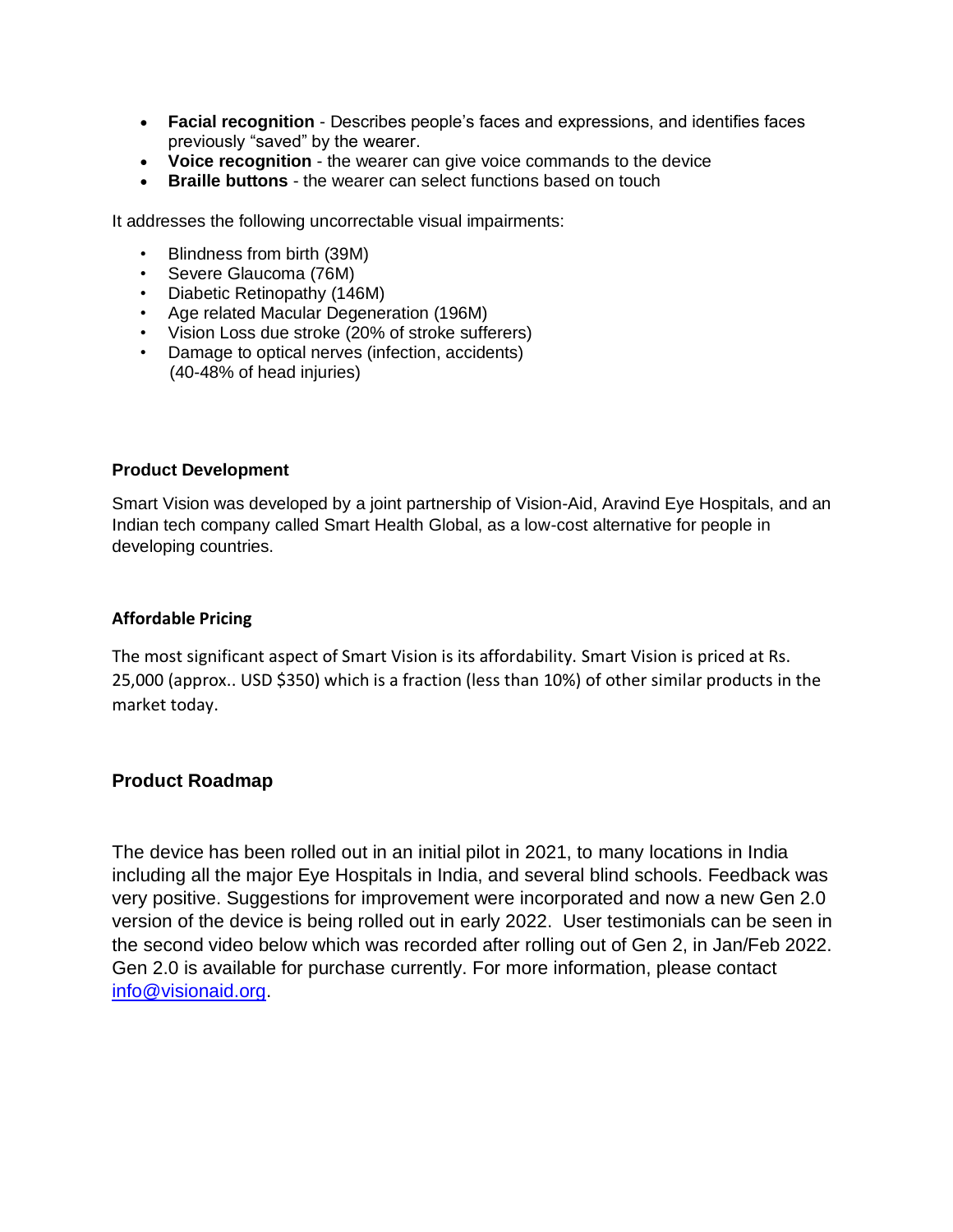- **Facial recognition** - Describes people's faces and expressions, and identifies faces previously "saved" by the wearer.
- **Voice recognition** - the wearer can give voice commands to the device
- **Braille buttons** - the wearer can select functions based on touch

It addresses the following uncorrectable visual impairments:

- Blindness from birth (39M)
- Severe Glaucoma (76M)
- Diabetic Retinopathy (146M)
- Age related Macular Degeneration (196M)
- Vision Loss due stroke (20% of stroke sufferers)
- Damage to optical nerves (infection, accidents) (40-48% of head injuries)

**Product Development**

Smart Vision was developed by a joint partnership of Vision-Aid, Aravind Eye Hospitals, and an Indian tech company called Smart Health Global, as a low-cost alternative for people in developing countries.

**Affordable Pricing**

The most significant aspect of Smart Vision is its affordability. Smart Vision is priced at Rs. 25,000 (approx.. USD $350) which is a fraction (less than 10%) of other similar products in the market today.

## Product Roadmap

The device has been rolled out in an initial pilot in 2021, to many locations in India including all the major Eye Hospitals in India, and several blind schools. Feedback was very positive. Suggestions for improvement were incorporated and now a new Gen 2.0 version of the device is being rolled out in early 2022. User testimonials can be seen in the second video below which was recorded after rolling out of Gen 2, in Jan/Feb 2022. Gen 2.0 is available for purchase currently. For more information, please contact [info@visionaid.org](mailto:info@visionaid.org).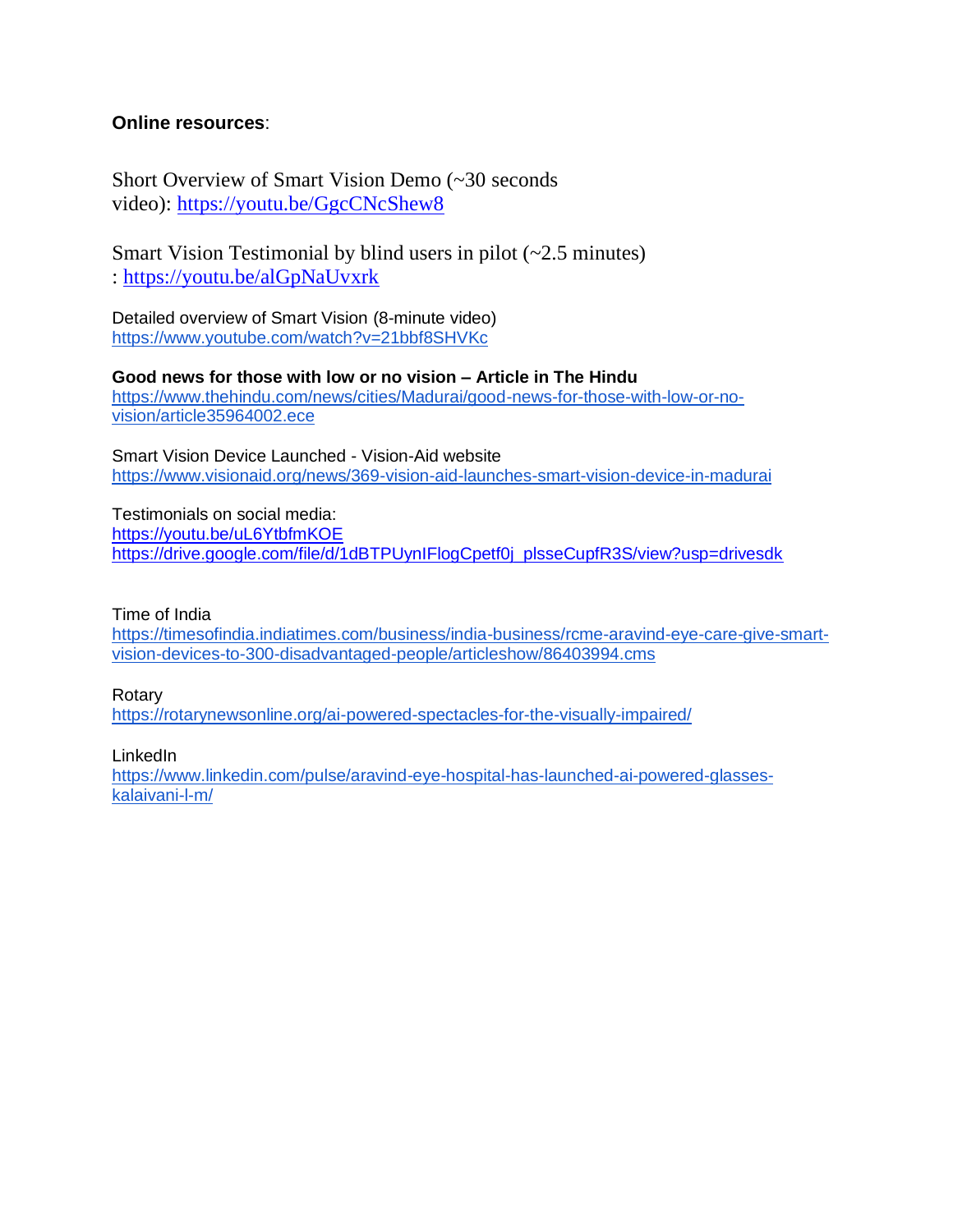**Online resources**:

Short Overview of Smart Vision Demo (~30 seconds video): https://youtu.be/GgcCNcShew8

Smart Vision Testimonial by blind users in pilot (~2.5 minutes) : https://youtu.be/alGpNaUvxrk

Detailed overview of Smart Vision (8-minute video)
https://www.youtube.com/watch?v=21bbf8SHVKc

**Good news for those with low or no vision – Article in The Hindu**
https://www.thehindu.com/news/cities/Madurai/good-news-for-those-with-low-or-no-vision/article35964002.ece

Smart Vision Device Launched - Vision-Aid website
https://www.visionaid.org/news/369-vision-aid-launches-smart-vision-device-in-madurai

Testimonials on social media:
https://youtu.be/uL6YtbfmKOE
https://drive.google.com/file/d/1dBTPUynIFlogCpetf0j_plsseCupfR3S/view?usp=drivesdk

Time of India
https://timesofindia.indiatimes.com/business/india-business/rcme-aravind-eye-care-give-smart-vision-devices-to-300-disadvantaged-people/articleshow/86403994.cms

Rotary
https://rotarynewsonline.org/ai-powered-spectacles-for-the-visually-impaired/

LinkedIn
https://www.linkedin.com/pulse/aravind-eye-hospital-has-launched-ai-powered-glasses-kalaivani-l-m/